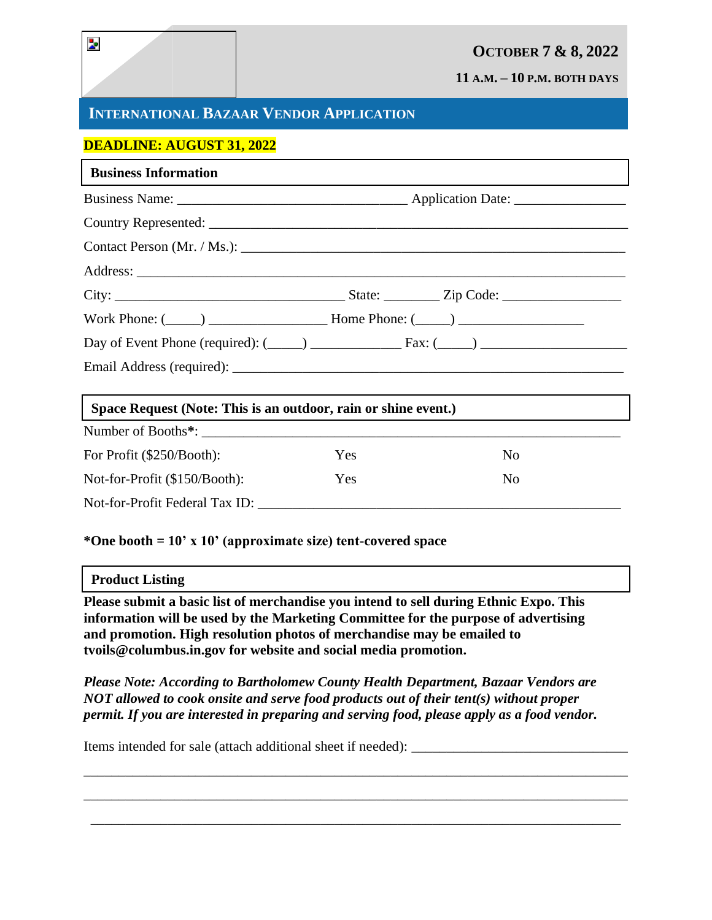**OCTOBER 7 & 8, 2022**

**11 A.M. – 10 P.M. BOTH DAYS**

# INTERNATIONAL BAZAAR VENDOR APPLICATION

**DEADLINE: AUGUST 31, 2022**

## Business Information

Business Name: ________________________________ Application Date: _______________

Country Represented: _______________________________________________________

Contact Person (Mr. / Ms.): __________________________________________________

Address: _________________________________________________________________

City: _________________________________ State: ________ Zip Code: ________________

Work Phone: (_____) ________________ Home Phone: (_____) __________________

Day of Event Phone (required): (_____) ____________ Fax: (_____) ____________________

Email Address (required): ____________________________________________________

## Space Request (Note: This is an outdoor, rain or shine event.)

Number of Booths*: _________________________________________________________

| | | |
|---|---|---|
| For Profit ($250/Booth): | Yes | No |
| Not-for-Profit ($150/Booth): | Yes | No |

Not-for-Profit Federal Tax ID: ____________________________________________________

**\*One booth = 10' x 10' (approximate size) tent-covered space**

## Product Listing

**Please submit a basic list of merchandise you intend to sell during Ethnic Expo. This information will be used by the Marketing Committee for the purpose of advertising and promotion. High resolution photos of merchandise may be emailed to tvoils@columbus.in.gov for website and social media promotion.**

***Please Note: According to Bartholomew County Health Department, Bazaar Vendors are NOT allowed to cook onsite and serve food products out of their tent(s) without proper permit. If you are interested in preparing and serving food, please apply as a food vendor.***

Items intended for sale (attach additional sheet if needed): _____________________________

_____________________________________________________________________________

_____________________________________________________________________________

_____________________________________________________________________________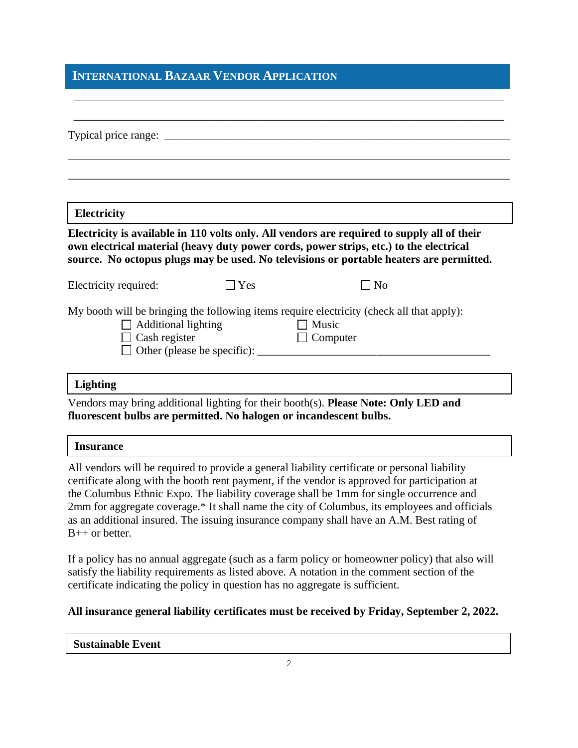## INTERNATIONAL BAZAAR VENDOR APPLICATION

_______________________________________________________________________________

_______________________________________________________________________________

Typical price range: ____________________________________________________________

_______________________________________________________________________________

_______________________________________________________________________________

### Electricity

**Electricity is available in 110 volts only. All vendors are required to supply all of their own electrical material (heavy duty power cords, power strips, etc.) to the electrical source. No octopus plugs may be used. No televisions or portable heaters are permitted.**

Electricity required: ☐ Yes ☐ No

My booth will be bringing the following items require electricity (check all that apply):

- ☐ Additional lighting
- ☐ Music
- ☐ Cash register
- ☐ Computer
- ☐ Other (please be specific): ________________________________________

### Lighting

Vendors may bring additional lighting for their booth(s). **Please Note: Only LED and fluorescent bulbs are permitted. No halogen or incandescent bulbs.**

### Insurance

All vendors will be required to provide a general liability certificate or personal liability certificate along with the booth rent payment, if the vendor is approved for participation at the Columbus Ethnic Expo. The liability coverage shall be 1mm for single occurrence and 2mm for aggregate coverage.* It shall name the city of Columbus, its employees and officials as an additional insured. The issuing insurance company shall have an A.M. Best rating of B++ or better.

If a policy has no annual aggregate (such as a farm policy or homeowner policy) that also will satisfy the liability requirements as listed above. A notation in the comment section of the certificate indicating the policy in question has no aggregate is sufficient.

**All insurance general liability certificates must be received by Friday, September 2, 2022.**

### Sustainable Event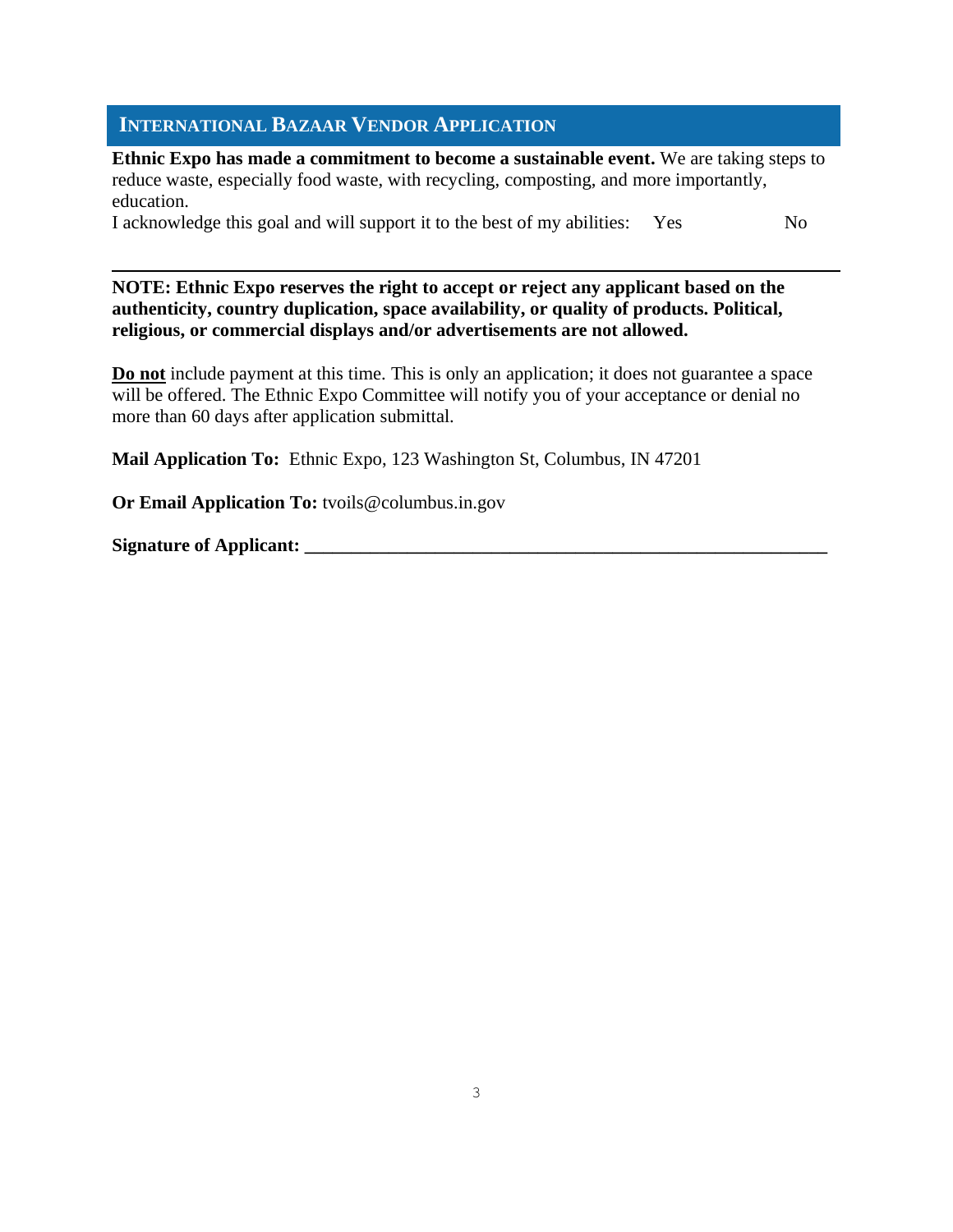## INTERNATIONAL BAZAAR VENDOR APPLICATION

**Ethnic Expo has made a commitment to become a sustainable event.** We are taking steps to reduce waste, especially food waste, with recycling, composting, and more importantly, education.

I acknowledge this goal and will support it to the best of my abilities: Yes No

---

**NOTE: Ethnic Expo reserves the right to accept or reject any applicant based on the authenticity, country duplication, space availability, or quality of products. Political, religious, or commercial displays and/or advertisements are not allowed.**

**Do not** include payment at this time. This is only an application; it does not guarantee a space will be offered. The Ethnic Expo Committee will notify you of your acceptance or denial no more than 60 days after application submittal.

**Mail Application To:** Ethnic Expo, 123 Washington St, Columbus, IN 47201

**Or Email Application To:** tvoils@columbus.in.gov

**Signature of Applicant:** ___________________________________________________________